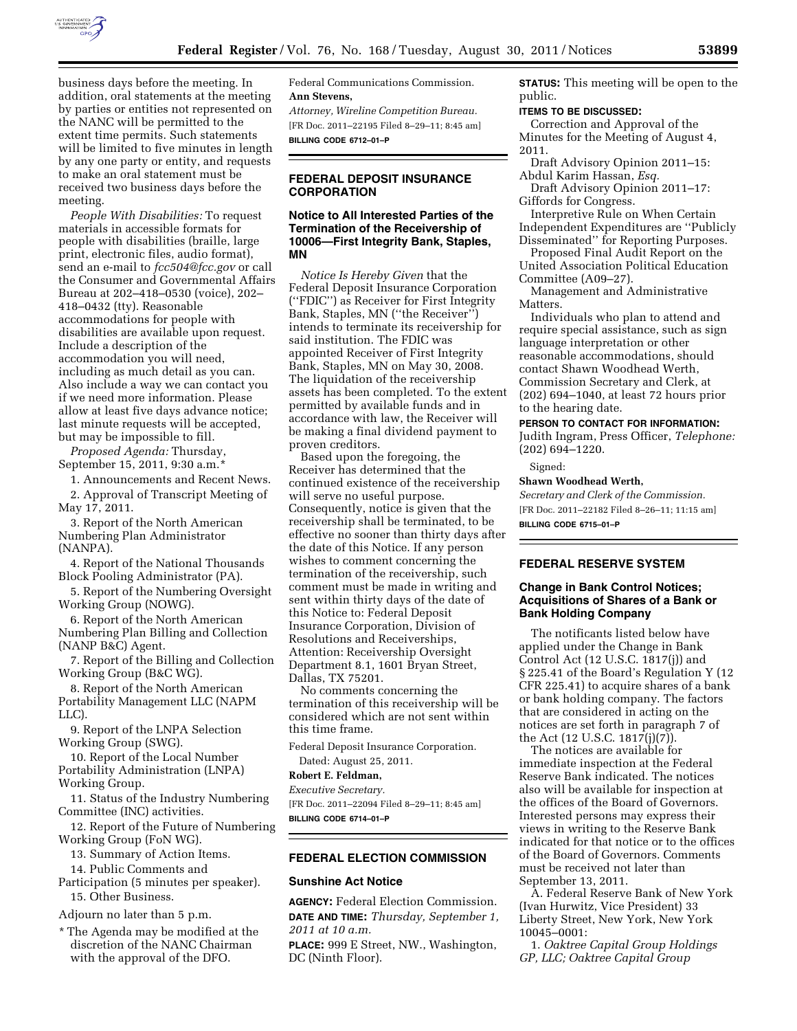business days before the meeting. In addition, oral statements at the meeting by parties or entities not represented on the NANC will be permitted to the extent time permits. Such statements will be limited to five minutes in length by any one party or entity, and requests to make an oral statement must be received two business days before the meeting.

*People With Disabilities:* To request materials in accessible formats for people with disabilities (braille, large print, electronic files, audio format), send an e-mail to *fcc504@fcc.gov* or call the Consumer and Governmental Affairs Bureau at 202–418–0530 (voice), 202–418–0432 (tty). Reasonable accommodations for people with disabilities are available upon request. Include a description of the accommodation you will need, including as much detail as you can. Also include a way we can contact you if we need more information. Please allow at least five days advance notice; last minute requests will be accepted, but may be impossible to fill.

*Proposed Agenda:* Thursday, September 15, 2011, 9:30 a.m.*

1. Announcements and Recent News.
2. Approval of Transcript Meeting of May 17, 2011.
3. Report of the North American Numbering Plan Administrator (NANPA).
4. Report of the National Thousands Block Pooling Administrator (PA).
5. Report of the Numbering Oversight Working Group (NOWG).
6. Report of the North American Numbering Plan Billing and Collection (NANP B&C) Agent.
7. Report of the Billing and Collection Working Group (B&C WG).
8. Report of the North American Portability Management LLC (NAPM LLC).
9. Report of the LNPA Selection Working Group (SWG).
10. Report of the Local Number Portability Administration (LNPA) Working Group.
11. Status of the Industry Numbering Committee (INC) activities.
12. Report of the Future of Numbering Working Group (FoN WG).
13. Summary of Action Items.
14. Public Comments and Participation (5 minutes per speaker).
15. Other Business.

Adjourn no later than 5 p.m.

* The Agenda may be modified at the discretion of the NANC Chairman with the approval of the DFO.

Federal Communications Commission.

**Ann Stevens,**

*Attorney, Wireline Competition Bureau.*

[FR Doc. 2011–22195 Filed 8–29–11; 8:45 am]

**BILLING CODE 6712–01–P**

## FEDERAL DEPOSIT INSURANCE CORPORATION

### Notice to All Interested Parties of the Termination of the Receivership of 10006—First Integrity Bank, Staples, MN

*Notice Is Hereby Given* that the Federal Deposit Insurance Corporation (''FDIC'') as Receiver for First Integrity Bank, Staples, MN (''the Receiver'') intends to terminate its receivership for said institution. The FDIC was appointed Receiver of First Integrity Bank, Staples, MN on May 30, 2008. The liquidation of the receivership assets has been completed. To the extent permitted by available funds and in accordance with law, the Receiver will be making a final dividend payment to proven creditors.

Based upon the foregoing, the Receiver has determined that the continued existence of the receivership will serve no useful purpose. Consequently, notice is given that the receivership shall be terminated, to be effective no sooner than thirty days after the date of this Notice. If any person wishes to comment concerning the termination of the receivership, such comment must be made in writing and sent within thirty days of the date of this Notice to: Federal Deposit Insurance Corporation, Division of Resolutions and Receiverships, Attention: Receivership Oversight Department 8.1, 1601 Bryan Street, Dallas, TX 75201.

No comments concerning the termination of this receivership will be considered which are not sent within this time frame.

Federal Deposit Insurance Corporation.

Dated: August 25, 2011.

**Robert E. Feldman,**

*Executive Secretary.*

[FR Doc. 2011–22094 Filed 8–29–11; 8:45 am]

**BILLING CODE 6714–01–P**

## FEDERAL ELECTION COMMISSION

### Sunshine Act Notice

**AGENCY:** Federal Election Commission.

**DATE AND TIME:** *Thursday, September 1, 2011 at 10 a.m.*

**PLACE:** 999 E Street, NW., Washington, DC (Ninth Floor).

**STATUS:** This meeting will be open to the public.

**ITEMS TO BE DISCUSSED:**

Correction and Approval of the Minutes for the Meeting of August 4, 2011.

Draft Advisory Opinion 2011–15: Abdul Karim Hassan, *Esq.*

Draft Advisory Opinion 2011–17: Giffords for Congress.

Interpretive Rule on When Certain Independent Expenditures are ''Publicly Disseminated'' for Reporting Purposes.

Proposed Final Audit Report on the United Association Political Education Committee (A09–27).

Management and Administrative Matters.

Individuals who plan to attend and require special assistance, such as sign language interpretation or other reasonable accommodations, should contact Shawn Woodhead Werth, Commission Secretary and Clerk, at (202) 694–1040, at least 72 hours prior to the hearing date.

**PERSON TO CONTACT FOR INFORMATION:** Judith Ingram, Press Officer, *Telephone:* (202) 694–1220.

Signed:

**Shawn Woodhead Werth,**

*Secretary and Clerk of the Commission.*

[FR Doc. 2011–22182 Filed 8–26–11; 11:15 am]

**BILLING CODE 6715–01–P**

## FEDERAL RESERVE SYSTEM

### Change in Bank Control Notices; Acquisitions of Shares of a Bank or Bank Holding Company

The notificants listed below have applied under the Change in Bank Control Act (12 U.S.C. 1817(j)) and § 225.41 of the Board's Regulation Y (12 CFR 225.41) to acquire shares of a bank or bank holding company. The factors that are considered in acting on the notices are set forth in paragraph 7 of the Act (12 U.S.C. 1817(j)(7)).

The notices are available for immediate inspection at the Federal Reserve Bank indicated. The notices also will be available for inspection at the offices of the Board of Governors. Interested persons may express their views in writing to the Reserve Bank indicated for that notice or to the offices of the Board of Governors. Comments must be received not later than September 13, 2011.

A. Federal Reserve Bank of New York (Ivan Hurwitz, Vice President) 33 Liberty Street, New York, New York 10045–0001:

1. *Oaktree Capital Group Holdings GP, LLC; Oaktree Capital Group*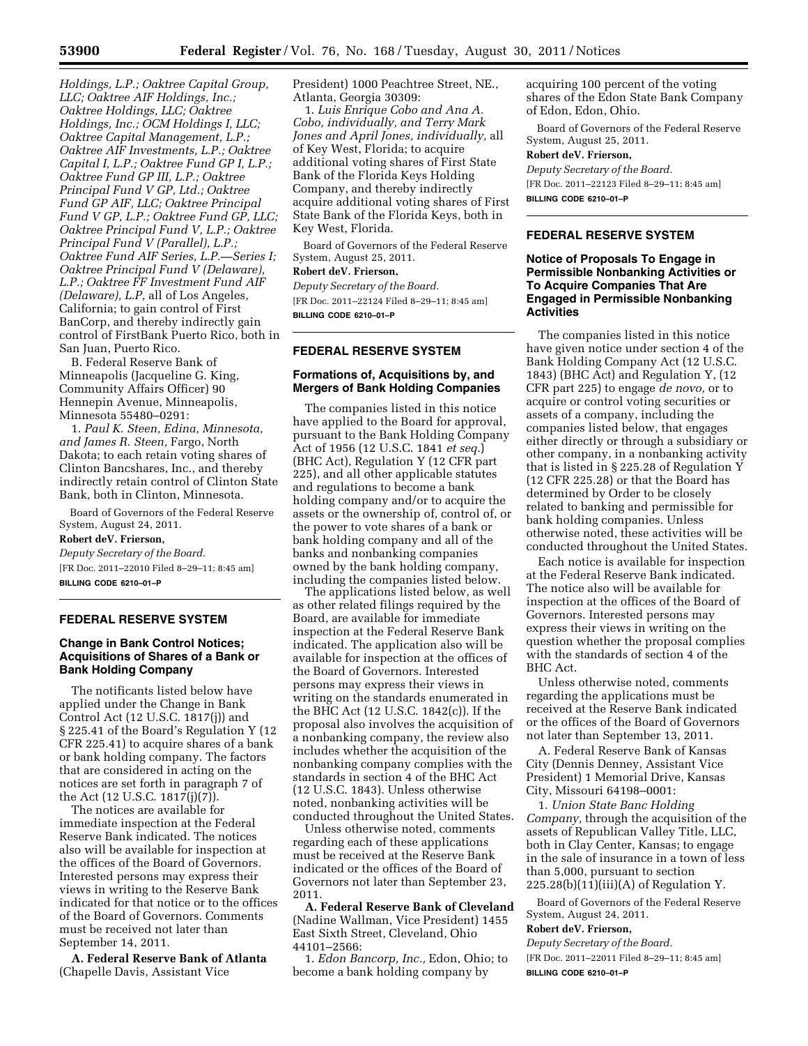*Holdings, L.P.; Oaktree Capital Group, LLC; Oaktree AIF Holdings, Inc.; Oaktree Holdings, LLC; Oaktree Holdings, Inc.; OCM Holdings I, LLC; Oaktree Capital Management, L.P.; Oaktree AIF Investments, L.P.; Oaktree Capital I, L.P.; Oaktree Fund GP I, L.P.; Oaktree Fund GP III, L.P.; Oaktree Principal Fund V GP, Ltd.; Oaktree Fund GP AIF, LLC; Oaktree Principal Fund V GP, L.P.; Oaktree Fund GP, LLC; Oaktree Principal Fund V, L.P.; Oaktree Principal Fund V (Parallel), L.P.; Oaktree Fund AIF Series, L.P.—Series I; Oaktree Principal Fund V (Delaware), L.P.; Oaktree FF Investment Fund AIF (Delaware), L.P,* all of Los Angeles, California; to gain control of First BanCorp, and thereby indirectly gain control of FirstBank Puerto Rico, both in San Juan, Puerto Rico.

B. Federal Reserve Bank of Minneapolis (Jacqueline G. King, Community Affairs Officer) 90 Hennepin Avenue, Minneapolis, Minnesota 55480–0291:

1. *Paul K. Steen, Edina, Minnesota, and James R. Steen,* Fargo, North Dakota; to each retain voting shares of Clinton Bancshares, Inc., and thereby indirectly retain control of Clinton State Bank, both in Clinton, Minnesota.

Board of Governors of the Federal Reserve System, August 24, 2011.

**Robert deV. Frierson,**

*Deputy Secretary of the Board.*

[FR Doc. 2011–22010 Filed 8–29–11; 8:45 am]

**BILLING CODE 6210–01–P**

## FEDERAL RESERVE SYSTEM

### Change in Bank Control Notices; Acquisitions of Shares of a Bank or Bank Holding Company

The notificants listed below have applied under the Change in Bank Control Act (12 U.S.C. 1817(j)) and § 225.41 of the Board's Regulation Y (12 CFR 225.41) to acquire shares of a bank or bank holding company. The factors that are considered in acting on the notices are set forth in paragraph 7 of the Act (12 U.S.C. 1817(j)(7)).

The notices are available for immediate inspection at the Federal Reserve Bank indicated. The notices also will be available for inspection at the offices of the Board of Governors. Interested persons may express their views in writing to the Reserve Bank indicated for that notice or to the offices of the Board of Governors. Comments must be received not later than September 14, 2011.

**A. Federal Reserve Bank of Atlanta** (Chapelle Davis, Assistant Vice President) 1000 Peachtree Street, NE., Atlanta, Georgia 30309:

1. *Luis Enrique Cobo and Ana A. Cobo, individually, and Terry Mark Jones and April Jones, individually,* all of Key West, Florida; to acquire additional voting shares of First State Bank of the Florida Keys Holding Company, and thereby indirectly acquire additional voting shares of First State Bank of the Florida Keys, both in Key West, Florida.

Board of Governors of the Federal Reserve System, August 25, 2011.

**Robert deV. Frierson,**

*Deputy Secretary of the Board.*

[FR Doc. 2011–22124 Filed 8–29–11; 8:45 am]

**BILLING CODE 6210–01–P**

## FEDERAL RESERVE SYSTEM

### Formations of, Acquisitions by, and Mergers of Bank Holding Companies

The companies listed in this notice have applied to the Board for approval, pursuant to the Bank Holding Company Act of 1956 (12 U.S.C. 1841 *et seq.*) (BHC Act), Regulation Y (12 CFR part 225), and all other applicable statutes and regulations to become a bank holding company and/or to acquire the assets or the ownership of, control of, or the power to vote shares of a bank or bank holding company and all of the banks and nonbanking companies owned by the bank holding company, including the companies listed below.

The applications listed below, as well as other related filings required by the Board, are available for immediate inspection at the Federal Reserve Bank indicated. The application also will be available for inspection at the offices of the Board of Governors. Interested persons may express their views in writing on the standards enumerated in the BHC Act (12 U.S.C. 1842(c)). If the proposal also involves the acquisition of a nonbanking company, the review also includes whether the acquisition of the nonbanking company complies with the standards in section 4 of the BHC Act (12 U.S.C. 1843). Unless otherwise noted, nonbanking activities will be conducted throughout the United States.

Unless otherwise noted, comments regarding each of these applications must be received at the Reserve Bank indicated or the offices of the Board of Governors not later than September 23, 2011.

**A. Federal Reserve Bank of Cleveland** (Nadine Wallman, Vice President) 1455 East Sixth Street, Cleveland, Ohio 44101–2566:

1. *Edon Bancorp, Inc.,* Edon, Ohio; to become a bank holding company by acquiring 100 percent of the voting shares of the Edon State Bank Company of Edon, Edon, Ohio.

Board of Governors of the Federal Reserve System, August 25, 2011.

**Robert deV. Frierson,**

*Deputy Secretary of the Board.*

[FR Doc. 2011–22123 Filed 8–29–11; 8:45 am]

**BILLING CODE 6210–01–P**

## FEDERAL RESERVE SYSTEM

### Notice of Proposals To Engage in Permissible Nonbanking Activities or To Acquire Companies That Are Engaged in Permissible Nonbanking Activities

The companies listed in this notice have given notice under section 4 of the Bank Holding Company Act (12 U.S.C. 1843) (BHC Act) and Regulation Y, (12 CFR part 225) to engage *de novo,* or to acquire or control voting securities or assets of a company, including the companies listed below, that engages either directly or through a subsidiary or other company, in a nonbanking activity that is listed in § 225.28 of Regulation Y (12 CFR 225.28) or that the Board has determined by Order to be closely related to banking and permissible for bank holding companies. Unless otherwise noted, these activities will be conducted throughout the United States.

Each notice is available for inspection at the Federal Reserve Bank indicated. The notice also will be available for inspection at the offices of the Board of Governors. Interested persons may express their views in writing on the question whether the proposal complies with the standards of section 4 of the BHC Act.

Unless otherwise noted, comments regarding the applications must be received at the Reserve Bank indicated or the offices of the Board of Governors not later than September 13, 2011.

A. Federal Reserve Bank of Kansas City (Dennis Denney, Assistant Vice President) 1 Memorial Drive, Kansas City, Missouri 64198–0001:

1. *Union State Banc Holding Company,* through the acquisition of the assets of Republican Valley Title, LLC, both in Clay Center, Kansas; to engage in the sale of insurance in a town of less than 5,000, pursuant to section 225.28(b)(11)(iii)(A) of Regulation Y.

Board of Governors of the Federal Reserve System, August 24, 2011.

**Robert deV. Frierson,**

*Deputy Secretary of the Board.*

[FR Doc. 2011–22011 Filed 8–29–11; 8:45 am]

**BILLING CODE 6210–01–P**